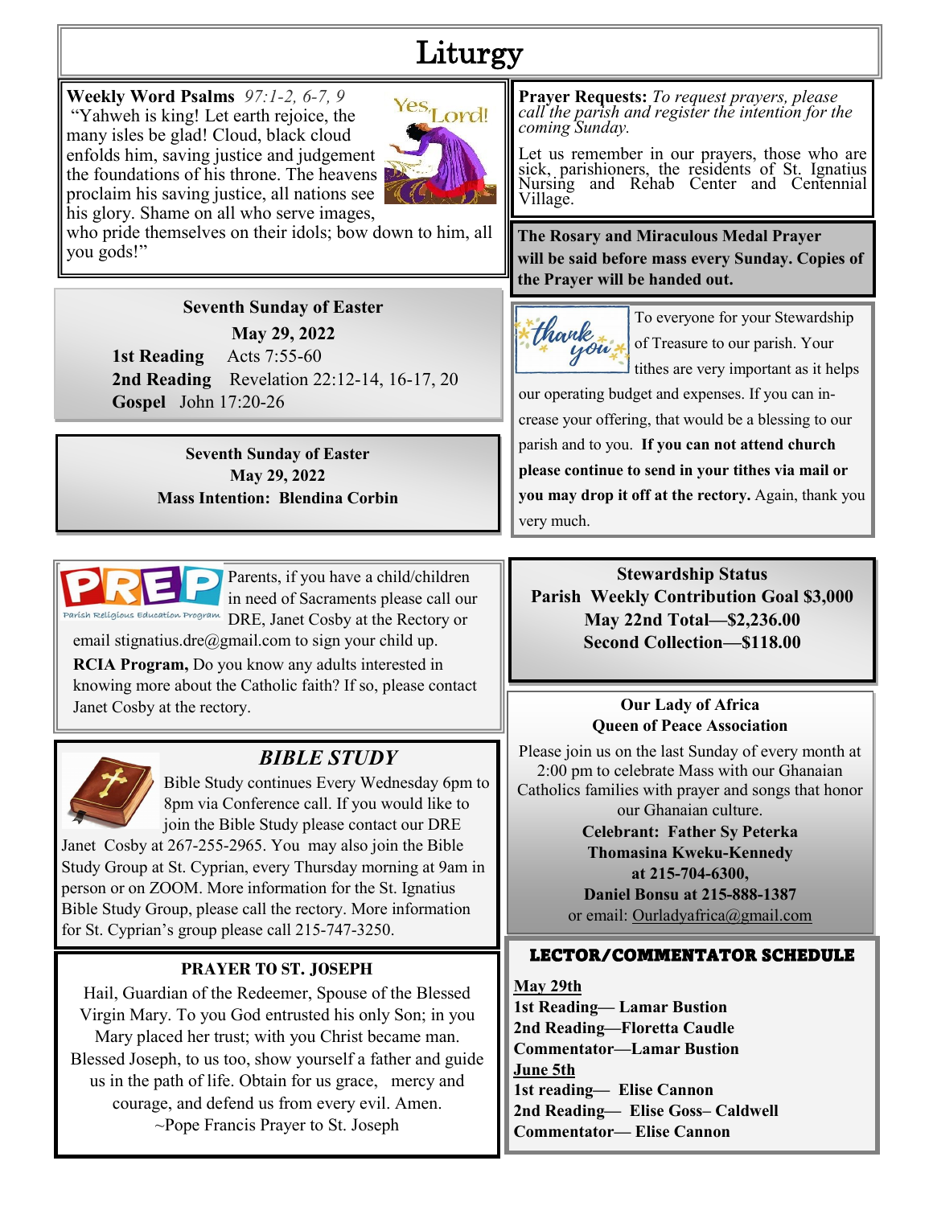# Liturgy

**Weekly Word Psalms** *97:1-2, 6-7, 9*

"Yahweh is king! Let earth rejoice, the many isles be glad! Cloud, black cloud enfolds him, saving justice and judgement the foundations of his throne. The heavens proclaim his saving justice, all nations see his glory. Shame on all who serve images, who pride themselves on their idols; bow down to him, all you gods!"

**Seventh Sunday of Easter**
**May 29, 2022**

**1st Reading** Acts 7:55-60
**2nd Reading** Revelation 22:12-14, 16-17, 20
**Gospel** John 17:20-26

**Seventh Sunday of Easter**
**May 29, 2022**
**Mass Intention: Blendina Corbin**

Parents, if you have a child/children in need of Sacraments please call our DRE, Janet Cosby at the Rectory or email stignatius.dre@gmail.com to sign your child up.

**RCIA Program,** Do you know any adults interested in knowing more about the Catholic faith? If so, please contact Janet Cosby at the rectory.

## *BIBLE STUDY*

Bible Study continues Every Wednesday 6pm to 8pm via Conference call. If you would like to join the Bible Study please contact our DRE Janet Cosby at 267-255-2965. You may also join the Bible Study Group at St. Cyprian, every Thursday morning at 9am in person or on ZOOM. More information for the St. Ignatius Bible Study Group, please call the rectory. More information for St. Cyprian's group please call 215-747-3250.

### PRAYER TO ST. JOSEPH

Hail, Guardian of the Redeemer, Spouse of the Blessed Virgin Mary. To you God entrusted his only Son; in you Mary placed her trust; with you Christ became man. Blessed Joseph, to us too, show yourself a father and guide us in the path of life. Obtain for us grace, mercy and courage, and defend us from every evil. Amen.
~Pope Francis Prayer to St. Joseph

**Prayer Requests:** *To request prayers, please call the parish and register the intention for the coming Sunday.*

Let us remember in our prayers, those who are sick, parishioners, the residents of St. Ignatius Nursing and Rehab Center and Centennial Village.

**The Rosary and Miraculous Medal Prayer will be said before mass every Sunday. Copies of the Prayer will be handed out.**

To everyone for your Stewardship of Treasure to our parish. Your tithes are very important as it helps our operating budget and expenses. If you can increase your offering, that would be a blessing to our parish and to you. **If you can not attend church please continue to send in your tithes via mail or you may drop it off at the rectory.** Again, thank you very much.

**Stewardship Status**
**Parish Weekly Contribution Goal $3,000**
**May 22nd Total—$2,236.00**
**Second Collection—$118.00**

**Our Lady of Africa**
**Queen of Peace Association**

Please join us on the last Sunday of every month at 2:00 pm to celebrate Mass with our Ghanaian Catholics families with prayer and songs that honor our Ghanaian culture.

**Celebrant: Father Sy Peterka**
**Thomasina Kweku-Kennedy at 215-704-6300,**
**Daniel Bonsu at 215-888-1387**
or email: Ourladyafrica@gmail.com

### LECTOR/COMMENTATOR SCHEDULE

**May 29th**
**1st Reading— Lamar Bustion**
**2nd Reading—Floretta Caudle**
**Commentator—Lamar Bustion**

**June 5th**
**1st reading— Elise Cannon**
**2nd Reading— Elise Goss– Caldwell**
**Commentator— Elise Cannon**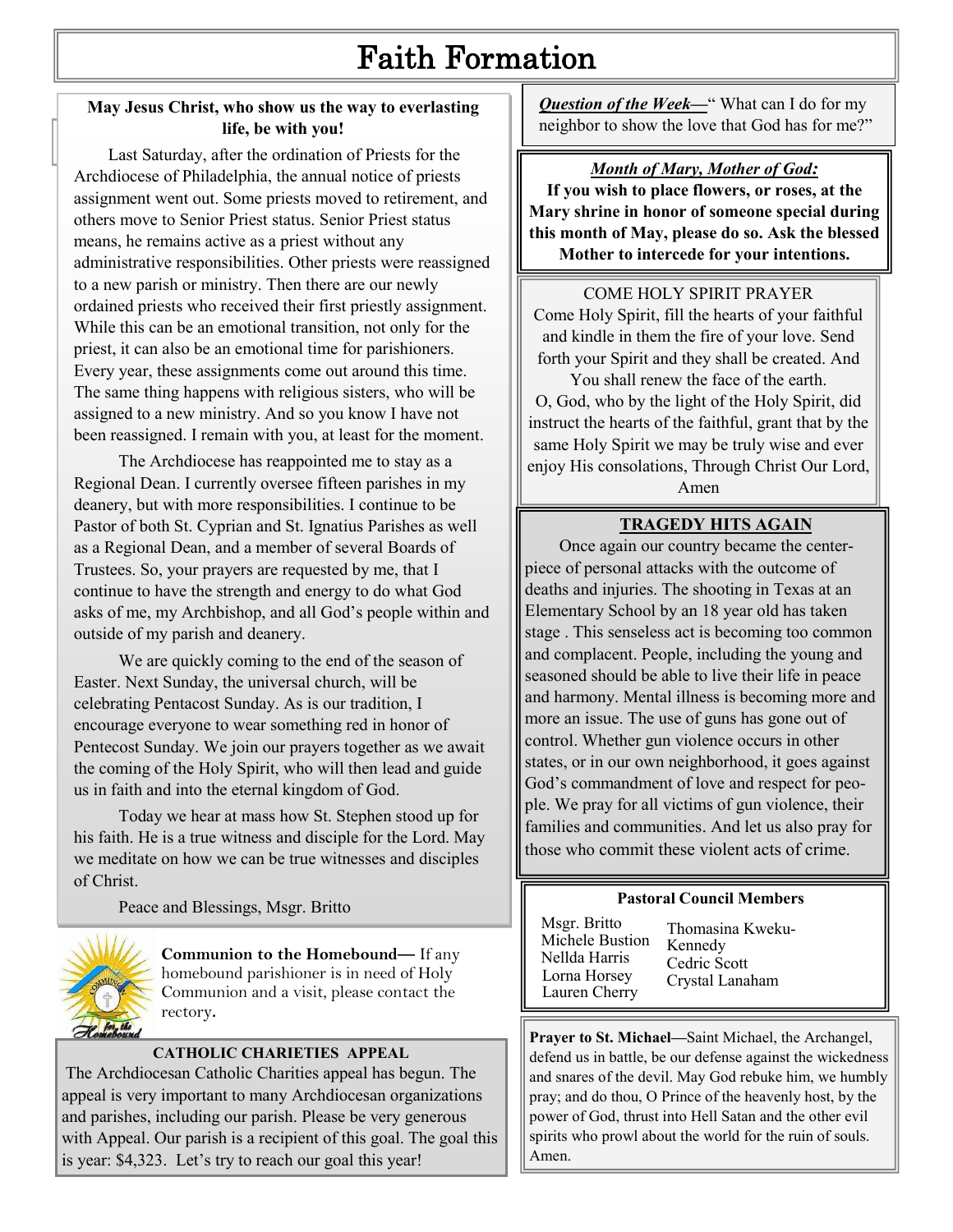# Faith Formation

**May Jesus Christ, who show us the way to everlasting life, be with you!**

Last Saturday, after the ordination of Priests for the Archdiocese of Philadelphia, the annual notice of priests assignment went out. Some priests moved to retirement, and others move to Senior Priest status. Senior Priest status means, he remains active as a priest without any administrative responsibilities. Other priests were reassigned to a new parish or ministry. Then there are our newly ordained priests who received their first priestly assignment. While this can be an emotional transition, not only for the priest, it can also be an emotional time for parishioners. Every year, these assignments come out around this time. The same thing happens with religious sisters, who will be assigned to a new ministry. And so you know I have not been reassigned. I remain with you, at least for the moment.

The Archdiocese has reappointed me to stay as a Regional Dean. I currently oversee fifteen parishes in my deanery, but with more responsibilities. I continue to be Pastor of both St. Cyprian and St. Ignatius Parishes as well as a Regional Dean, and a member of several Boards of Trustees. So, your prayers are requested by me, that I continue to have the strength and energy to do what God asks of me, my Archbishop, and all God's people within and outside of my parish and deanery.

We are quickly coming to the end of the season of Easter. Next Sunday, the universal church, will be celebrating Pentacost Sunday. As is our tradition, I encourage everyone to wear something red in honor of Pentecost Sunday. We join our prayers together as we await the coming of the Holy Spirit, who will then lead and guide us in faith and into the eternal kingdom of God.

Today we hear at mass how St. Stephen stood up for his faith. He is a true witness and disciple for the Lord. May we meditate on how we can be true witnesses and disciples of Christ.

Peace and Blessings, Msgr. Britto

**Communion to the Homebound—** If any homebound parishioner is in need of Holy Communion and a visit, please contact the rectory**.**

**CATHOLIC CHARIETIES APPEAL**

The Archdiocesan Catholic Charities appeal has begun. The appeal is very important to many Archdiocesan organizations and parishes, including our parish. Please be very generous with Appeal. Our parish is a recipient of this goal. The goal this is year: $4,323. Let's try to reach our goal this year!

***Question of the Week—*** "What can I do for my neighbor to show the love that God has for me?"

*Month of Mary, Mother of God:*

**If you wish to place flowers, or roses, at the Mary shrine in honor of someone special during this month of May, please do so. Ask the blessed Mother to intercede for your intentions.**

COME HOLY SPIRIT PRAYER

Come Holy Spirit, fill the hearts of your faithful and kindle in them the fire of your love. Send forth your Spirit and they shall be created. And You shall renew the face of the earth.
O, God, who by the light of the Holy Spirit, did instruct the hearts of the faithful, grant that by the same Holy Spirit we may be truly wise and ever enjoy His consolations, Through Christ Our Lord, Amen

**TRAGEDY HITS AGAIN**

Once again our country became the center-piece of personal attacks with the outcome of deaths and injuries. The shooting in Texas at an Elementary School by an 18 year old has taken stage . This senseless act is becoming too common and complacent. People, including the young and seasoned should be able to live their life in peace and harmony. Mental illness is becoming more and more an issue. The use of guns has gone out of control. Whether gun violence occurs in other states, or in our own neighborhood, it goes against God's commandment of love and respect for people. We pray for all victims of gun violence, their families and communities. And let us also pray for those who commit these violent acts of crime.

**Pastoral Council Members**

Msgr. Britto
Michele Bustion
Nellda Harris
Lorna Horsey
Lauren Cherry
Thomasina Kweku-Kennedy
Cedric Scott
Crystal Lanaham

**Prayer to St. Michael—**Saint Michael, the Archangel, defend us in battle, be our defense against the wickedness and snares of the devil. May God rebuke him, we humbly pray; and do thou, O Prince of the heavenly host, by the power of God, thrust into Hell Satan and the other evil spirits who prowl about the world for the ruin of souls. Amen.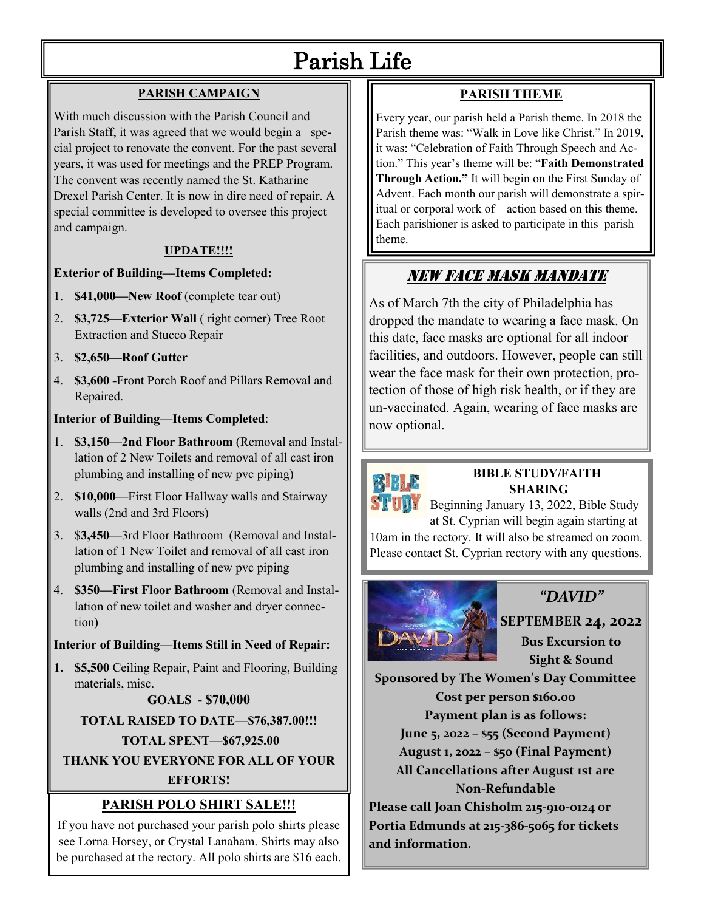# Parish Life

## PARISH CAMPAIGN

With much discussion with the Parish Council and Parish Staff, it was agreed that we would begin a special project to renovate the convent. For the past several years, it was used for meetings and the PREP Program. The convent was recently named the St. Katharine Drexel Parish Center. It is now in dire need of repair. A special committee is developed to oversee this project and campaign.

### UPDATE!!!!

**Exterior of Building—Items Completed:**

1. **$41,000—New Roof** (complete tear out)
2. **$3,725—Exterior Wall** ( right corner) Tree Root Extraction and Stucco Repair
3. **$2,650—Roof Gutter**
4. **$3,600 -**Front Porch Roof and Pillars Removal and Repaired.

**Interior of Building—Items Completed**:

1. **$3,150—2nd Floor Bathroom** (Removal and Installation of 2 New Toilets and removal of all cast iron plumbing and installing of new pvc piping)
2. **$10,000**—First Floor Hallway walls and Stairway walls (2nd and 3rd Floors)
3. $**3,450**—3rd Floor Bathroom (Removal and Installation of 1 New Toilet and removal of all cast iron plumbing and installing of new pvc piping
4. **$350—First Floor Bathroom** (Removal and Installation of new toilet and washer and dryer connection)

**Interior of Building—Items Still in Need of Repair:**

1. **$5,500** Ceiling Repair, Paint and Flooring, Building materials, misc.

**GOALS - $70,000**

**TOTAL RAISED TO DATE—$76,387.00!!!**

**TOTAL SPENT—$67,925.00**

**THANK YOU EVERYONE FOR ALL OF YOUR EFFORTS!**

## PARISH POLO SHIRT SALE!!!

If you have not purchased your parish polo shirts please see Lorna Horsey, or Crystal Lanaham. Shirts may also be purchased at the rectory. All polo shirts are $16 each.

## PARISH THEME

Every year, our parish held a Parish theme. In 2018 the Parish theme was: "Walk in Love like Christ." In 2019, it was: "Celebration of Faith Through Speech and Action." This year's theme will be: "**Faith Demonstrated Through Action."** It will begin on the First Sunday of Advent. Each month our parish will demonstrate a spiritual or corporal work of action based on this theme. Each parishioner is asked to participate in this parish theme.

## *NEW FACE MASK MANDATE*

As of March 7th the city of Philadelphia has dropped the mandate to wearing a face mask. On this date, face masks are optional for all indoor facilities, and outdoors. However, people can still wear the face mask for their own protection, protection of those of high risk health, or if they are un-vaccinated. Again, wearing of face masks are now optional.

## BIBLE STUDY/FAITH SHARING

Beginning January 13, 2022, Bible Study at St. Cyprian will begin again starting at 10am in the rectory. It will also be streamed on zoom. Please contact St. Cyprian rectory with any questions.

## *"DAVID"*

**SEPTEMBER 24, 2022**

**Bus Excursion to Sight & Sound**

**Sponsored by The Women's Day Committee**

**Cost per person $160.00**

**Payment plan is as follows:**

**June 5, 2022 – $55 (Second Payment)**

**August 1, 2022 – $50 (Final Payment)**

**All Cancellations after August 1st are Non-Refundable**

**Please call Joan Chisholm 215-910-0124 or Portia Edmunds at 215-386-5065 for tickets and information.**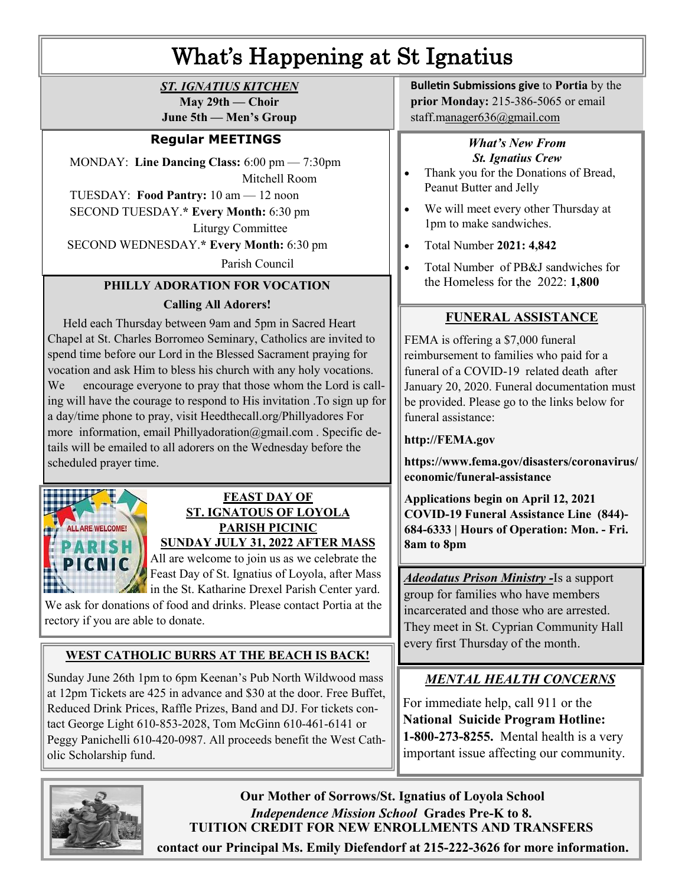# What's Happening at St Ignatius

***ST. IGNATIUS KITCHEN***

**May 29th — Choir**

**June 5th — Men's Group**

## Regular MEETINGS

MONDAY: **Line Dancing Class:** 6:00 pm — 7:30pm Mitchell Room

TUESDAY: **Food Pantry:** 10 am — 12 noon

SECOND TUESDAY.* **Every Month:** 6:30 pm Liturgy Committee

SECOND WEDNESDAY.* **Every Month:** 6:30 pm Parish Council

## PHILLY ADORATION FOR VOCATION

**Calling All Adorers!**

Held each Thursday between 9am and 5pm in Sacred Heart Chapel at St. Charles Borromeo Seminary, Catholics are invited to spend time before our Lord in the Blessed Sacrament praying for vocation and ask Him to bless his church with any holy vocations. We encourage everyone to pray that those whom the Lord is calling will have the courage to respond to His invitation .To sign up for a day/time phone to pray, visit Heedthecall.org/Phillyadores For more information, email Phillyadoration@gmail.com . Specific details will be emailed to all adorers on the Wednesday before the scheduled prayer time.

## FEAST DAY OF ST. IGNATOUS OF LOYOLA PARISH PICINIC SUNDAY JULY 31, 2022 AFTER MASS

All are welcome to join us as we celebrate the Feast Day of St. Ignatius of Loyola, after Mass in the St. Katharine Drexel Parish Center yard. We ask for donations of food and drinks. Please contact Portia at the rectory if you are able to donate.

## WEST CATHOLIC BURRS AT THE BEACH IS BACK!

Sunday June 26th 1pm to 6pm Keenan's Pub North Wildwood mass at 12pm Tickets are 425 in advance and $30 at the door. Free Buffet, Reduced Drink Prices, Raffle Prizes, Band and DJ. For tickets contact George Light 610-853-2028, Tom McGinn 610-461-6141 or Peggy Panichelli 610-420-0987. All proceeds benefit the West Catholic Scholarship fund.

**Bulletin Submissions give** to **Portia** by the **prior Monday:** 215-386-5065 or email staff.manager636@gmail.com

***What's New From St. Ignatius Crew***

- Thank you for the Donations of Bread, Peanut Butter and Jelly
- We will meet every other Thursday at 1pm to make sandwiches.
- Total Number **2021: 4,842**
- Total Number of PB&J sandwiches for the Homeless for the 2022: **1,800**

## FUNERAL ASSISTANCE

FEMA is offering a $7,000 funeral reimbursement to families who paid for a funeral of a COVID-19 related death after January 20, 2020. Funeral documentation must be provided. Please go to the links below for funeral assistance:

**http://FEMA.gov**

**https://www.fema.gov/disasters/coronavirus/economic/funeral-assistance**

**Applications begin on April 12, 2021 COVID-19 Funeral Assistance Line (844)-684-6333 | Hours of Operation: Mon. - Fri. 8am to 8pm**

***Adeodatus Prison Ministry -***Is a support group for families who have members incarcerated and those who are arrested. They meet in St. Cyprian Community Hall every first Thursday of the month.

## *MENTAL HEALTH CONCERNS*

For immediate help, call 911 or the **National Suicide Program Hotline: 1-800-273-8255.** Mental health is a very important issue affecting our community.

**Our Mother of Sorrows/St. Ignatius of Loyola School**

***Independence Mission School* Grades Pre-K to 8.**

**TUITION CREDIT FOR NEW ENROLLMENTS AND TRANSFERS**

**contact our Principal Ms. Emily Diefendorf at 215-222-3626 for more information.**